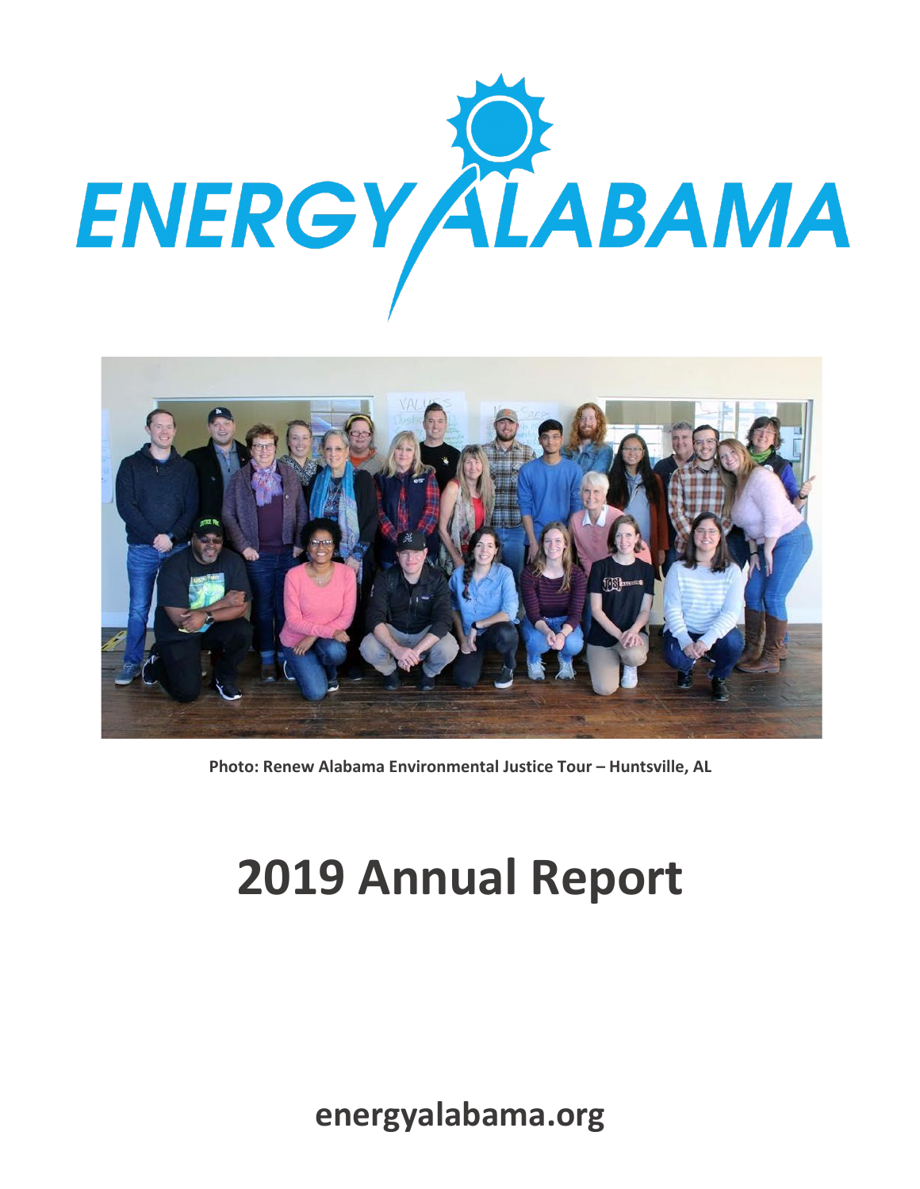# ENERGY ALABAMA

**Photo: Renew Alabama Environmental Justice Tour – Huntsville, AL**

# 2019 Annual Report

**energyalabama.org**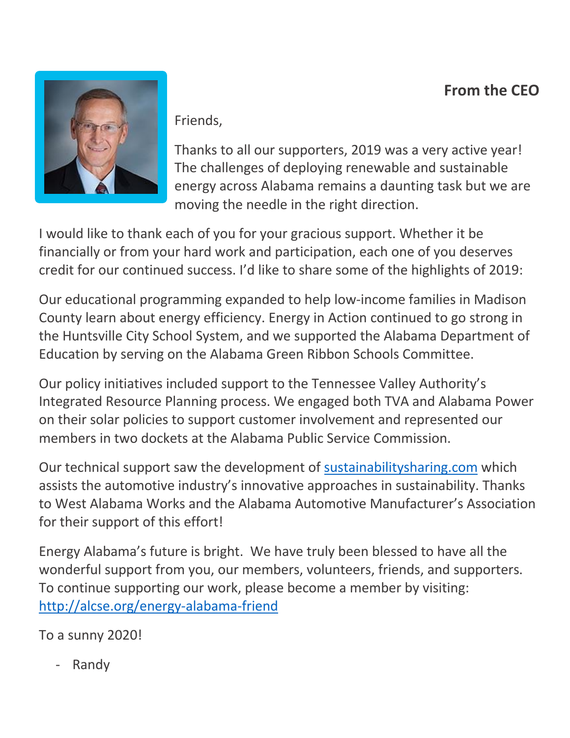## From the CEO

Friends,

Thanks to all our supporters, 2019 was a very active year! The challenges of deploying renewable and sustainable energy across Alabama remains a daunting task but we are moving the needle in the right direction.

I would like to thank each of you for your gracious support. Whether it be financially or from your hard work and participation, each one of you deserves credit for our continued success. I'd like to share some of the highlights of 2019:

Our educational programming expanded to help low-income families in Madison County learn about energy efficiency. Energy in Action continued to go strong in the Huntsville City School System, and we supported the Alabama Department of Education by serving on the Alabama Green Ribbon Schools Committee.

Our policy initiatives included support to the Tennessee Valley Authority's Integrated Resource Planning process. We engaged both TVA and Alabama Power on their solar policies to support customer involvement and represented our members in two dockets at the Alabama Public Service Commission.

Our technical support saw the development of [sustainabilitysharing.com](sustainabilitysharing.com) which assists the automotive industry's innovative approaches in sustainability. Thanks to West Alabama Works and the Alabama Automotive Manufacturer's Association for their support of this effort!

Energy Alabama's future is bright. We have truly been blessed to have all the wonderful support from you, our members, volunteers, friends, and supporters. To continue supporting our work, please become a member by visiting: [http://alcse.org/energy-alabama-friend](http://alcse.org/energy-alabama-friend)

To a sunny 2020!

- Randy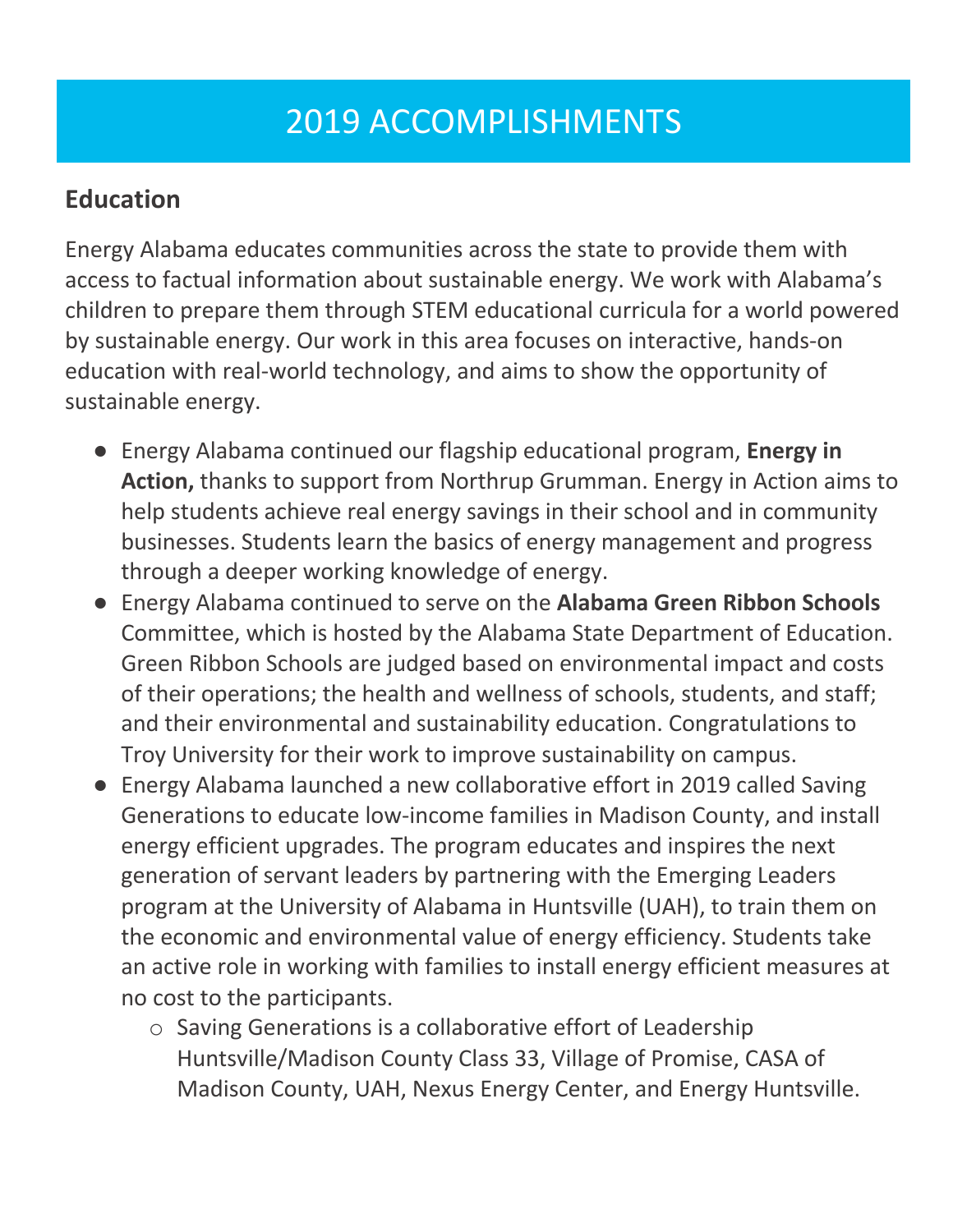# 2019 ACCOMPLISHMENTS

## Education

Energy Alabama educates communities across the state to provide them with access to factual information about sustainable energy. We work with Alabama's children to prepare them through STEM educational curricula for a world powered by sustainable energy. Our work in this area focuses on interactive, hands-on education with real-world technology, and aims to show the opportunity of sustainable energy.

- Energy Alabama continued our flagship educational program, **Energy in Action,** thanks to support from Northrup Grumman. Energy in Action aims to help students achieve real energy savings in their school and in community businesses. Students learn the basics of energy management and progress through a deeper working knowledge of energy.
- Energy Alabama continued to serve on the **Alabama Green Ribbon Schools** Committee, which is hosted by the Alabama State Department of Education. Green Ribbon Schools are judged based on environmental impact and costs of their operations; the health and wellness of schools, students, and staff; and their environmental and sustainability education. Congratulations to Troy University for their work to improve sustainability on campus.
- Energy Alabama launched a new collaborative effort in 2019 called Saving Generations to educate low-income families in Madison County, and install energy efficient upgrades. The program educates and inspires the next generation of servant leaders by partnering with the Emerging Leaders program at the University of Alabama in Huntsville (UAH), to train them on the economic and environmental value of energy efficiency. Students take an active role in working with families to install energy efficient measures at no cost to the participants.
  - Saving Generations is a collaborative effort of Leadership Huntsville/Madison County Class 33, Village of Promise, CASA of Madison County, UAH, Nexus Energy Center, and Energy Huntsville.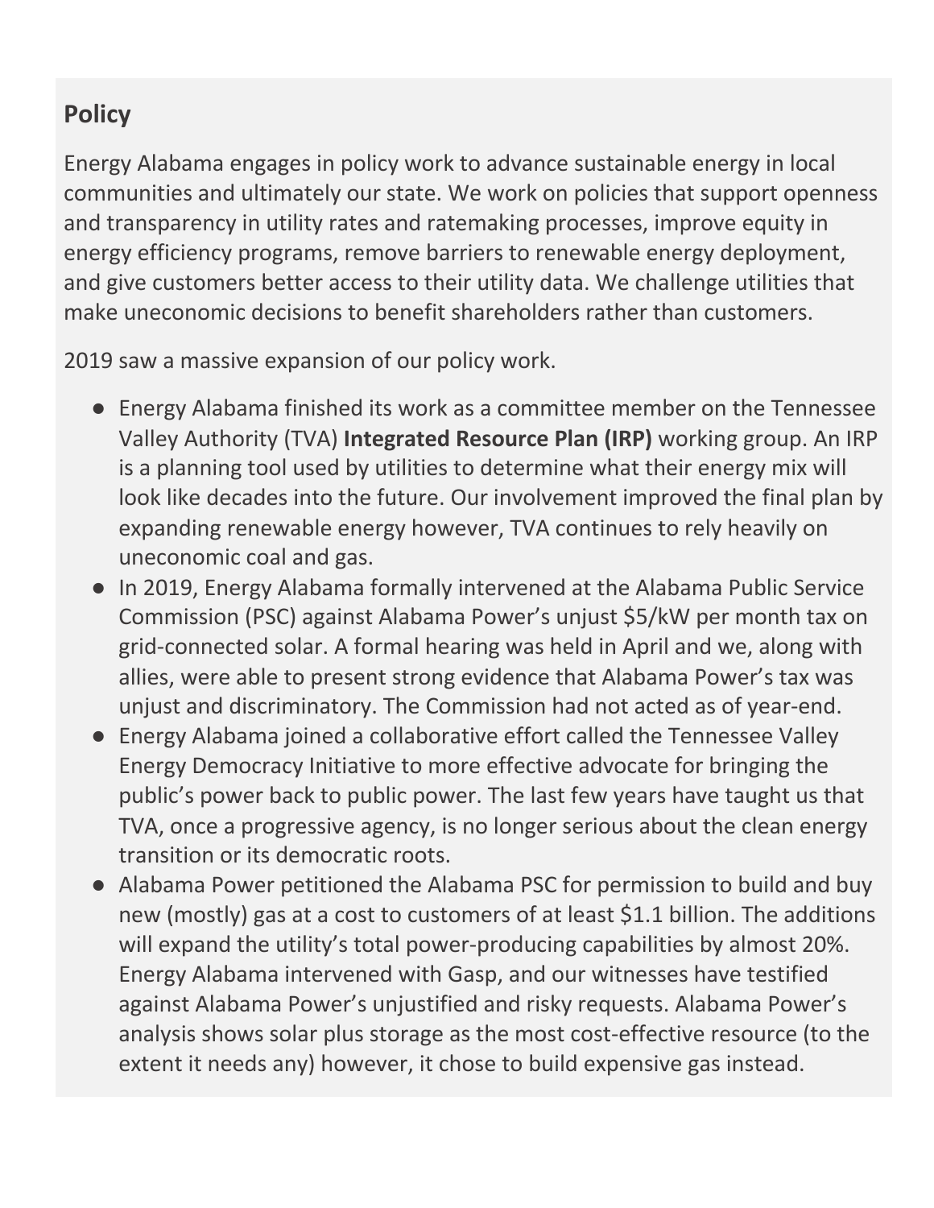## Policy

Energy Alabama engages in policy work to advance sustainable energy in local communities and ultimately our state. We work on policies that support openness and transparency in utility rates and ratemaking processes, improve equity in energy efficiency programs, remove barriers to renewable energy deployment, and give customers better access to their utility data. We challenge utilities that make uneconomic decisions to benefit shareholders rather than customers.

2019 saw a massive expansion of our policy work.

- Energy Alabama finished its work as a committee member on the Tennessee Valley Authority (TVA) **Integrated Resource Plan (IRP)** working group. An IRP is a planning tool used by utilities to determine what their energy mix will look like decades into the future. Our involvement improved the final plan by expanding renewable energy however, TVA continues to rely heavily on uneconomic coal and gas.
- In 2019, Energy Alabama formally intervened at the Alabama Public Service Commission (PSC) against Alabama Power's unjust $5/kW per month tax on grid-connected solar. A formal hearing was held in April and we, along with allies, were able to present strong evidence that Alabama Power's tax was unjust and discriminatory. The Commission had not acted as of year-end.
- Energy Alabama joined a collaborative effort called the Tennessee Valley Energy Democracy Initiative to more effective advocate for bringing the public's power back to public power. The last few years have taught us that TVA, once a progressive agency, is no longer serious about the clean energy transition or its democratic roots.
- Alabama Power petitioned the Alabama PSC for permission to build and buy new (mostly) gas at a cost to customers of at least $1.1 billion. The additions will expand the utility's total power-producing capabilities by almost 20%. Energy Alabama intervened with Gasp, and our witnesses have testified against Alabama Power's unjustified and risky requests. Alabama Power's analysis shows solar plus storage as the most cost-effective resource (to the extent it needs any) however, it chose to build expensive gas instead.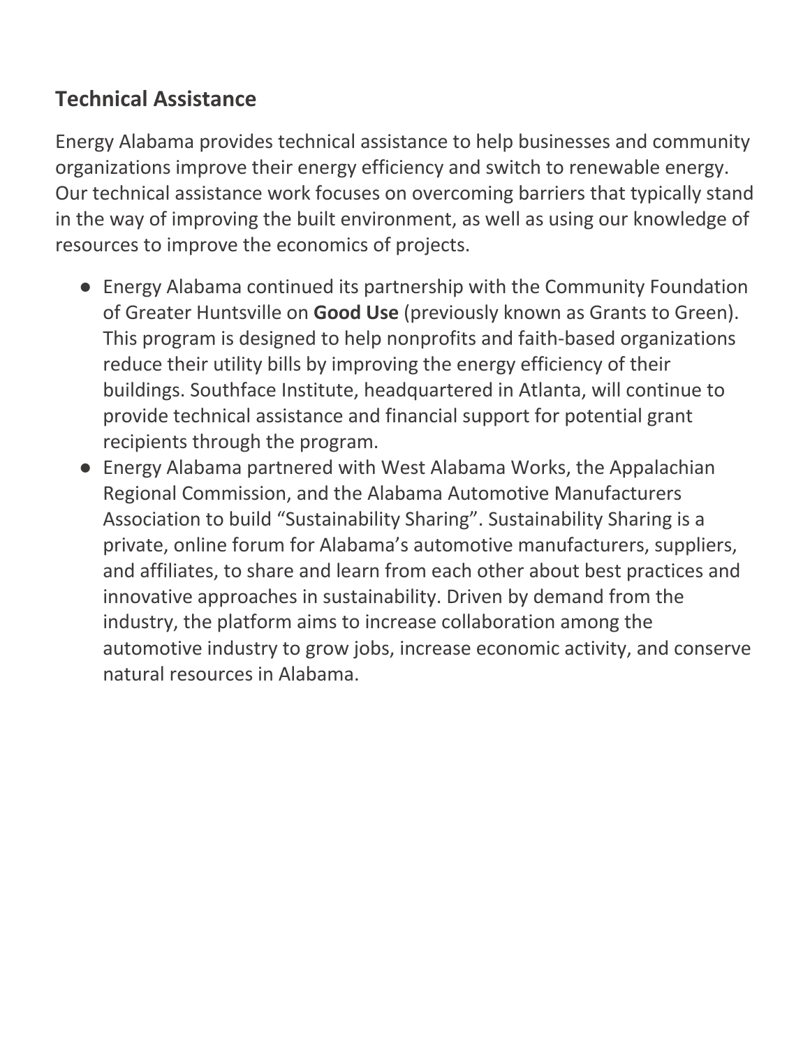## Technical Assistance

Energy Alabama provides technical assistance to help businesses and community organizations improve their energy efficiency and switch to renewable energy. Our technical assistance work focuses on overcoming barriers that typically stand in the way of improving the built environment, as well as using our knowledge of resources to improve the economics of projects.

- Energy Alabama continued its partnership with the Community Foundation of Greater Huntsville on **Good Use** (previously known as Grants to Green). This program is designed to help nonprofits and faith-based organizations reduce their utility bills by improving the energy efficiency of their buildings. Southface Institute, headquartered in Atlanta, will continue to provide technical assistance and financial support for potential grant recipients through the program.
- Energy Alabama partnered with West Alabama Works, the Appalachian Regional Commission, and the Alabama Automotive Manufacturers Association to build “Sustainability Sharing”. Sustainability Sharing is a private, online forum for Alabama’s automotive manufacturers, suppliers, and affiliates, to share and learn from each other about best practices and innovative approaches in sustainability. Driven by demand from the industry, the platform aims to increase collaboration among the automotive industry to grow jobs, increase economic activity, and conserve natural resources in Alabama.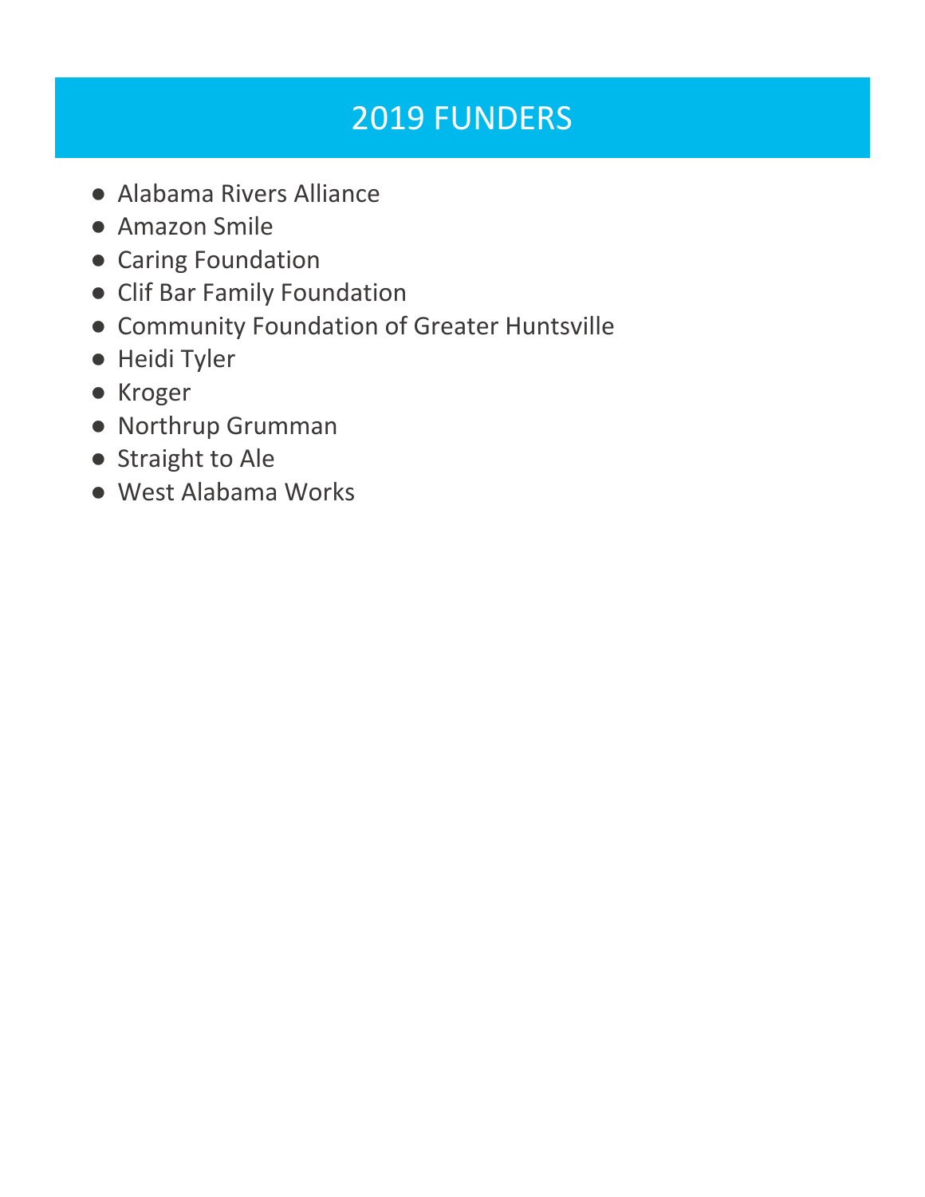# 2019 FUNDERS

- Alabama Rivers Alliance
- Amazon Smile
- Caring Foundation
- Clif Bar Family Foundation
- Community Foundation of Greater Huntsville
- Heidi Tyler
- Kroger
- Northrup Grumman
- Straight to Ale
- West Alabama Works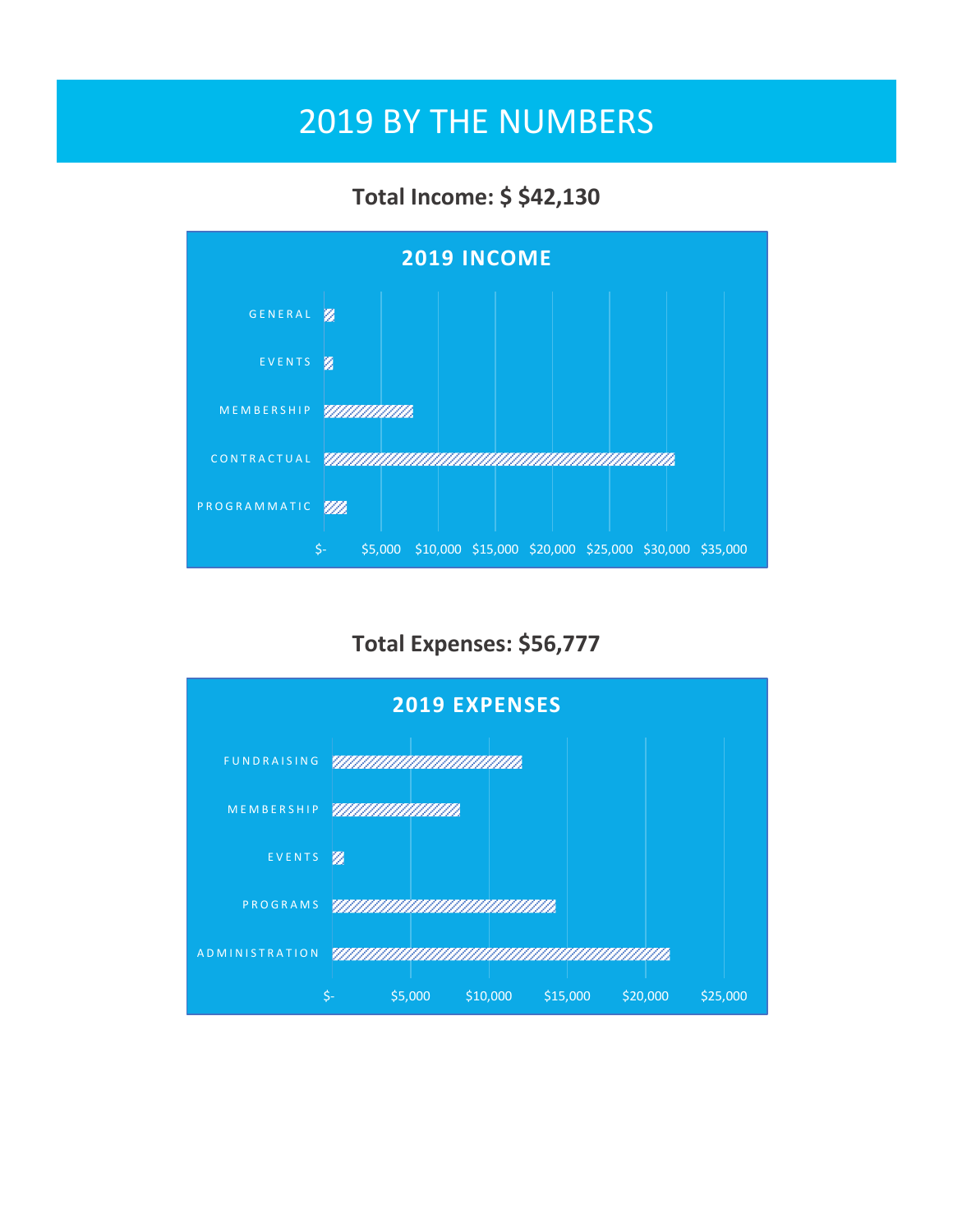# 2019 BY THE NUMBERS

**Total Income: $ $42,130**

**2019 INCOME**

GENERAL

EVENTS

MEMBERSHIP

CONTRACTUAL

PROGRAMMATIC

$- $5,000 $10,000 $15,000 $20,000 $25,000 $30,000 $35,000

**Total Expenses: $56,777**

**2019 EXPENSES**

FUNDRAISING

MEMBERSHIP

EVENTS

PROGRAMS

ADMINISTRATION

$- $5,000 $10,000 $15,000 $20,000 $25,000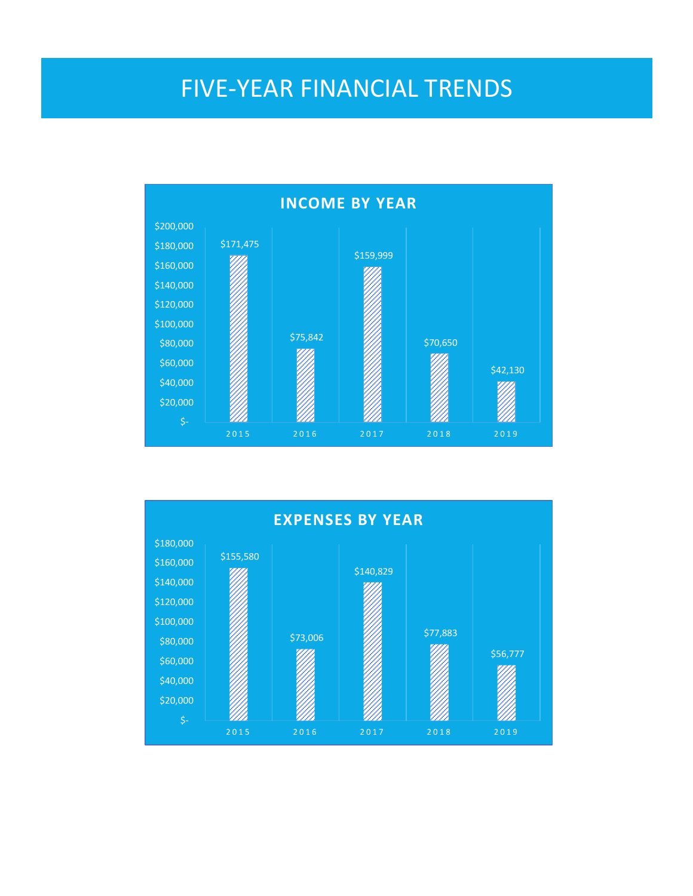# FIVE-YEAR FINANCIAL TRENDS

## INCOME BY YEAR

| Year | Income |
|---|---|
| 2015 | $171,475 |
| 2016 | $75,842 |
| 2017 | $159,999 |
| 2018 | $70,650 |
| 2019 | $42,130 |

## EXPENSES BY YEAR

| Year | Expenses |
|---|---|
| 2015 | $155,580 |
| 2016 | $73,006 |
| 2017 | $140,829 |
| 2018 | $77,883 |
| 2019 | $56,777 |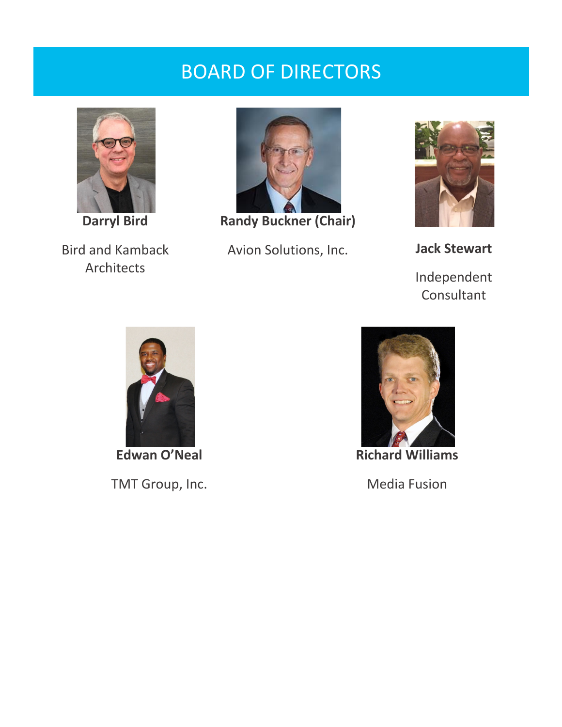# BOARD OF DIRECTORS

**Darryl Bird**

Bird and Kamback Architects

**Randy Buckner (Chair)**

Avion Solutions, Inc.

**Jack Stewart**

Independent Consultant

**Edwan O'Neal**

TMT Group, Inc.

**Richard Williams**

Media Fusion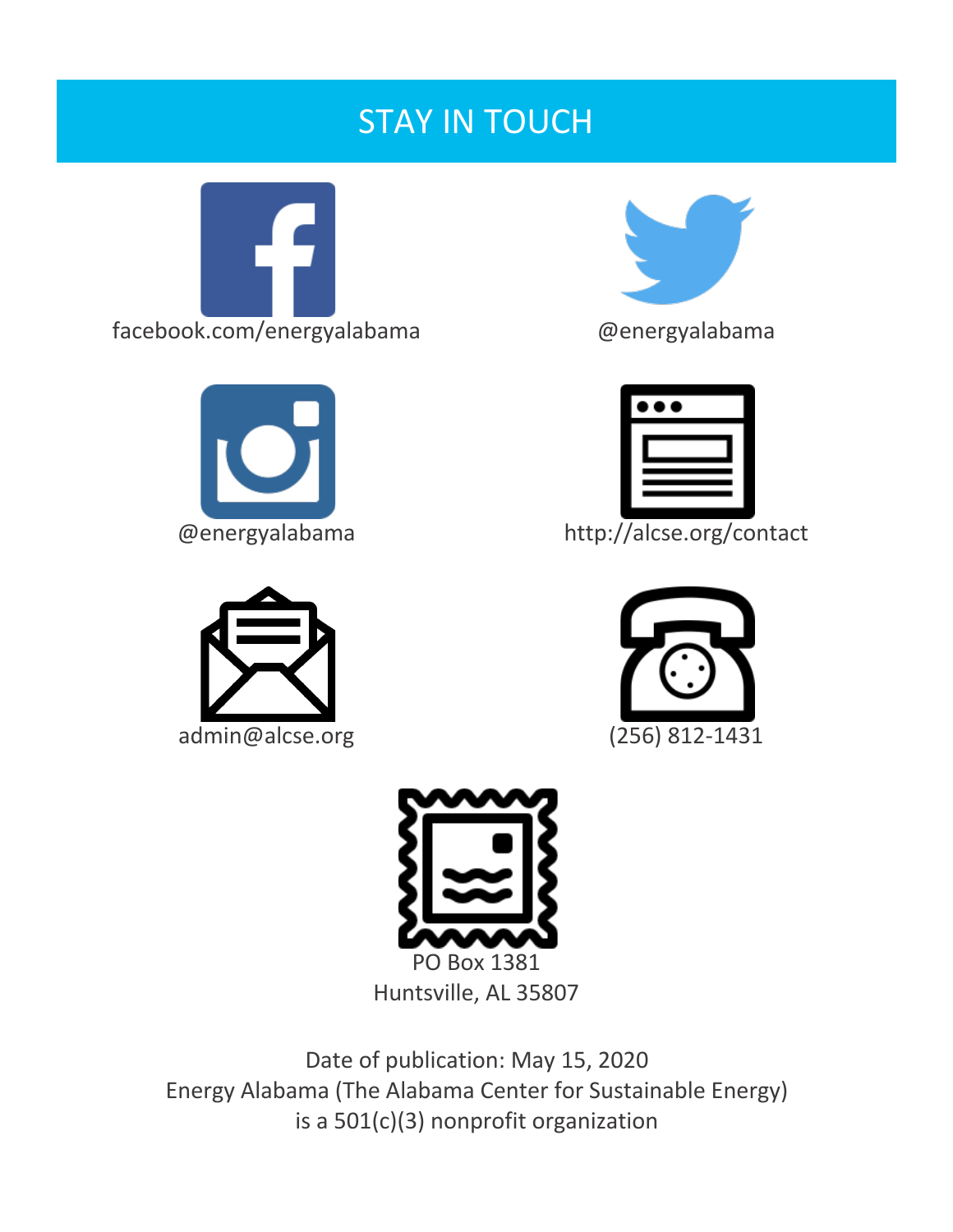# STAY IN TOUCH

facebook.com/energyalabama

@energyalabama

@energyalabama

http://alcse.org/contact

admin@alcse.org

(256) 812-1431

PO Box 1381
Huntsville, AL 35807

Date of publication: May 15, 2020
Energy Alabama (The Alabama Center for Sustainable Energy)
is a 501(c)(3) nonprofit organization